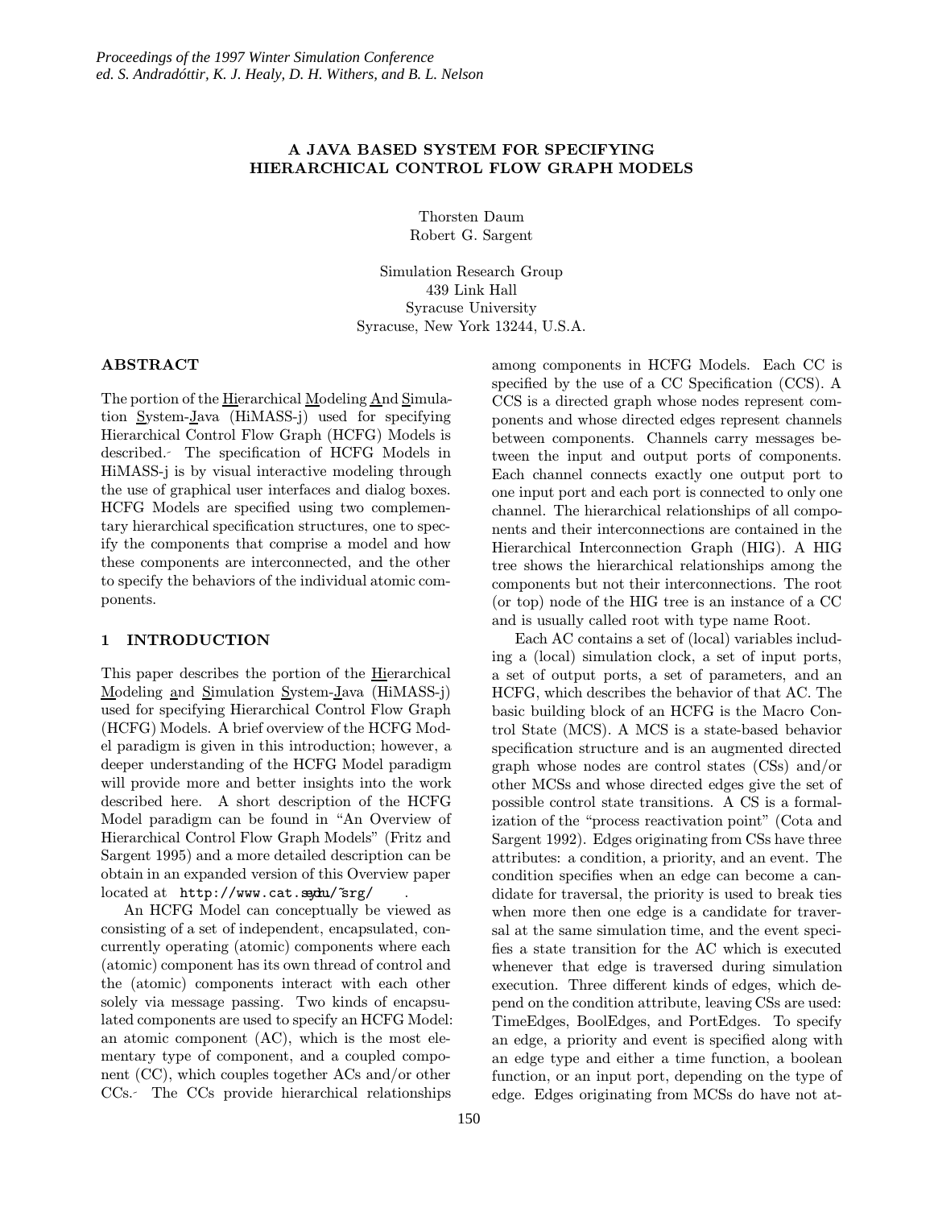# A JAVA BASED SYSTEM FOR SPECIFYING HIERARCHICAL CONTROL FLOW GRAPH MODELS

Thorsten Daum
Robert G. Sargent

Simulation Research Group
439 Link Hall
Syracuse University
Syracuse, New York 13244, U.S.A.

## ABSTRACT

The portion of the Hierarchical Modeling And Simulation System-Java (HiMASS-j) used for specifying Hierarchical Control Flow Graph (HCFG) Models is described. The specification of HCFG Models in HiMASS-j is by visual interactive modeling through the use of graphical user interfaces and dialog boxes. HCFG Models are specified using two complementary hierarchical specification structures, one to specify the components that comprise a model and how these components are interconnected, and the other to specify the behaviors of the individual atomic components.

## 1 INTRODUCTION

This paper describes the portion of the Hierarchical Modeling and Simulation System-Java (HiMASS-j) used for specifying Hierarchical Control Flow Graph (HCFG) Models. A brief overview of the HCFG Model paradigm is given in this introduction; however, a deeper understanding of the HCFG Model paradigm will provide more and better insights into the work described here. A short description of the HCFG Model paradigm can be found in "An Overview of Hierarchical Control Flow Graph Models" (Fritz and Sargent 1995) and a more detailed description can be obtain in an expanded version of this Overview paper located at http://www.cat.syr.edu/~srg/ .

An HCFG Model can conceptually be viewed as consisting of a set of independent, encapsulated, concurrently operating (atomic) components where each (atomic) component has its own thread of control and the (atomic) components interact with each other solely via message passing. Two kinds of encapsulated components are used to specify an HCFG Model: an atomic component (AC), which is the most elementary type of component, and a coupled component (CC), which couples together ACs and/or other CCs. The CCs provide hierarchical relationships among components in HCFG Models. Each CC is specified by the use of a CC Specification (CCS). A CCS is a directed graph whose nodes represent components and whose directed edges represent channels between components. Channels carry messages between the input and output ports of components. Each channel connects exactly one output port to one input port and each port is connected to only one channel. The hierarchical relationships of all components and their interconnections are contained in the Hierarchical Interconnection Graph (HIG). A HIG tree shows the hierarchical relationships among the components but not their interconnections. The root (or top) node of the HIG tree is an instance of a CC and is usually called root with type name Root.

Each AC contains a set of (local) variables including a (local) simulation clock, a set of input ports, a set of output ports, a set of parameters, and an HCFG, which describes the behavior of that AC. The basic building block of an HCFG is the Macro Control State (MCS). A MCS is a state-based behavior specification structure and is an augmented directed graph whose nodes are control states (CSs) and/or other MCSs and whose directed edges give the set of possible control state transitions. A CS is a formalization of the "process reactivation point" (Cota and Sargent 1992). Edges originating from CSs have three attributes: a condition, a priority, and an event. The condition specifies when an edge can become a candidate for traversal, the priority is used to break ties when more then one edge is a candidate for traversal at the same simulation time, and the event specifies a state transition for the AC which is executed whenever that edge is traversed during simulation execution. Three different kinds of edges, which depend on the condition attribute, leaving CSs are used: TimeEdges, BoolEdges, and PortEdges. To specify an edge, a priority and event is specified along with an edge type and either a time function, a boolean function, or an input port, depending on the type of edge. Edges originating from MCSs do have not at-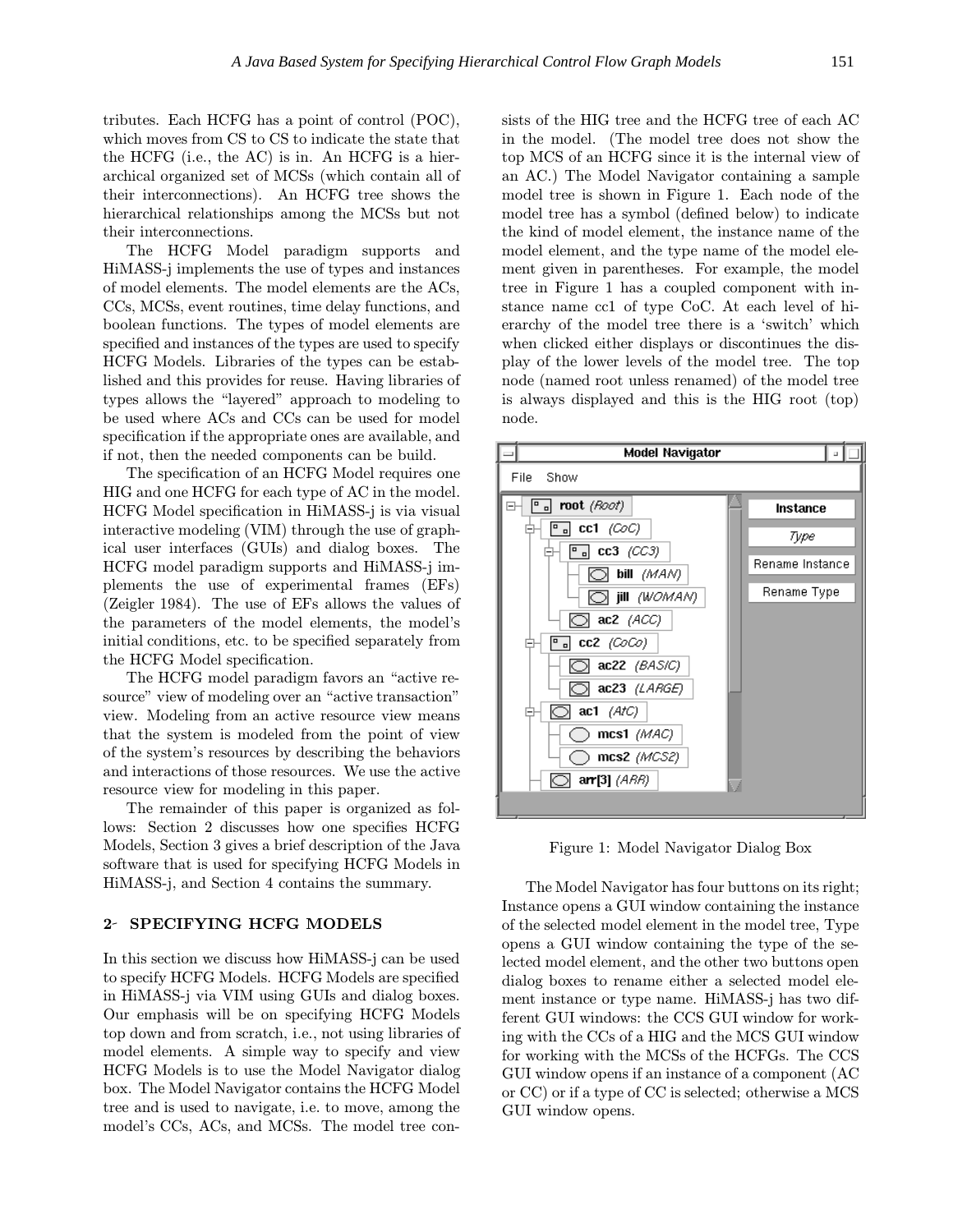tributes. Each HCFG has a point of control (POC), which moves from CS to CS to indicate the state that the HCFG (i.e., the AC) is in. An HCFG is a hierarchical organized set of MCSs (which contain all of their interconnections). An HCFG tree shows the hierarchical relationships among the MCSs but not their interconnections.

The HCFG Model paradigm supports and HiMASS-j implements the use of types and instances of model elements. The model elements are the ACs, CCs, MCSs, event routines, time delay functions, and boolean functions. The types of model elements are specified and instances of the types are used to specify HCFG Models. Libraries of the types can be established and this provides for reuse. Having libraries of types allows the "layered" approach to modeling to be used where ACs and CCs can be used for model specification if the appropriate ones are available, and if not, then the needed components can be build.

The specification of an HCFG Model requires one HIG and one HCFG for each type of AC in the model. HCFG Model specification in HiMASS-j is via visual interactive modeling (VIM) through the use of graphical user interfaces (GUIs) and dialog boxes. The HCFG model paradigm supports and HiMASS-j implements the use of experimental frames (EFs) (Zeigler 1984). The use of EFs allows the values of the parameters of the model elements, the model's initial conditions, etc. to be specified separately from the HCFG Model specification.

The HCFG model paradigm favors an "active resource" view of modeling over an "active transaction" view. Modeling from an active resource view means that the system is modeled from the point of view of the system's resources by describing the behaviors and interactions of those resources. We use the active resource view for modeling in this paper.

The remainder of this paper is organized as follows: Section 2 discusses how one specifies HCFG Models, Section 3 gives a brief description of the Java software that is used for specifying HCFG Models in HiMASS-j, and Section 4 contains the summary.

## 2 SPECIFYING HCFG MODELS

In this section we discuss how HiMASS-j can be used to specify HCFG Models. HCFG Models are specified in HiMASS-j via VIM using GUIs and dialog boxes. Our emphasis will be on specifying HCFG Models top down and from scratch, i.e., not using libraries of model elements. A simple way to specify and view HCFG Models is to use the Model Navigator dialog box. The Model Navigator contains the HCFG Model tree and is used to navigate, i.e. to move, among the model's CCs, ACs, and MCSs. The model tree consists of the HIG tree and the HCFG tree of each AC in the model. (The model tree does not show the top MCS of an HCFG since it is the internal view of an AC.) The Model Navigator containing a sample model tree is shown in Figure 1. Each node of the model tree has a symbol (defined below) to indicate the kind of model element, the instance name of the model element, and the type name of the model element given in parentheses. For example, the model tree in Figure 1 has a coupled component with instance name cc1 of type CoC. At each level of hierarchy of the model tree there is a 'switch' which when clicked either displays or discontinues the display of the lower levels of the model tree. The top node (named root unless renamed) of the model tree is always displayed and this is the HIG root (top) node.

Figure 1: Model Navigator Dialog Box

The Model Navigator has four buttons on its right; Instance opens a GUI window containing the instance of the selected model element in the model tree, Type opens a GUI window containing the type of the selected model element, and the other two buttons open dialog boxes to rename either a selected model element instance or type name. HiMASS-j has two different GUI windows: the CCS GUI window for working with the CCs of a HIG and the MCS GUI window for working with the MCSs of the HCFGs. The CCS GUI window opens if an instance of a component (AC or CC) or if a type of CC is selected; otherwise a MCS GUI window opens.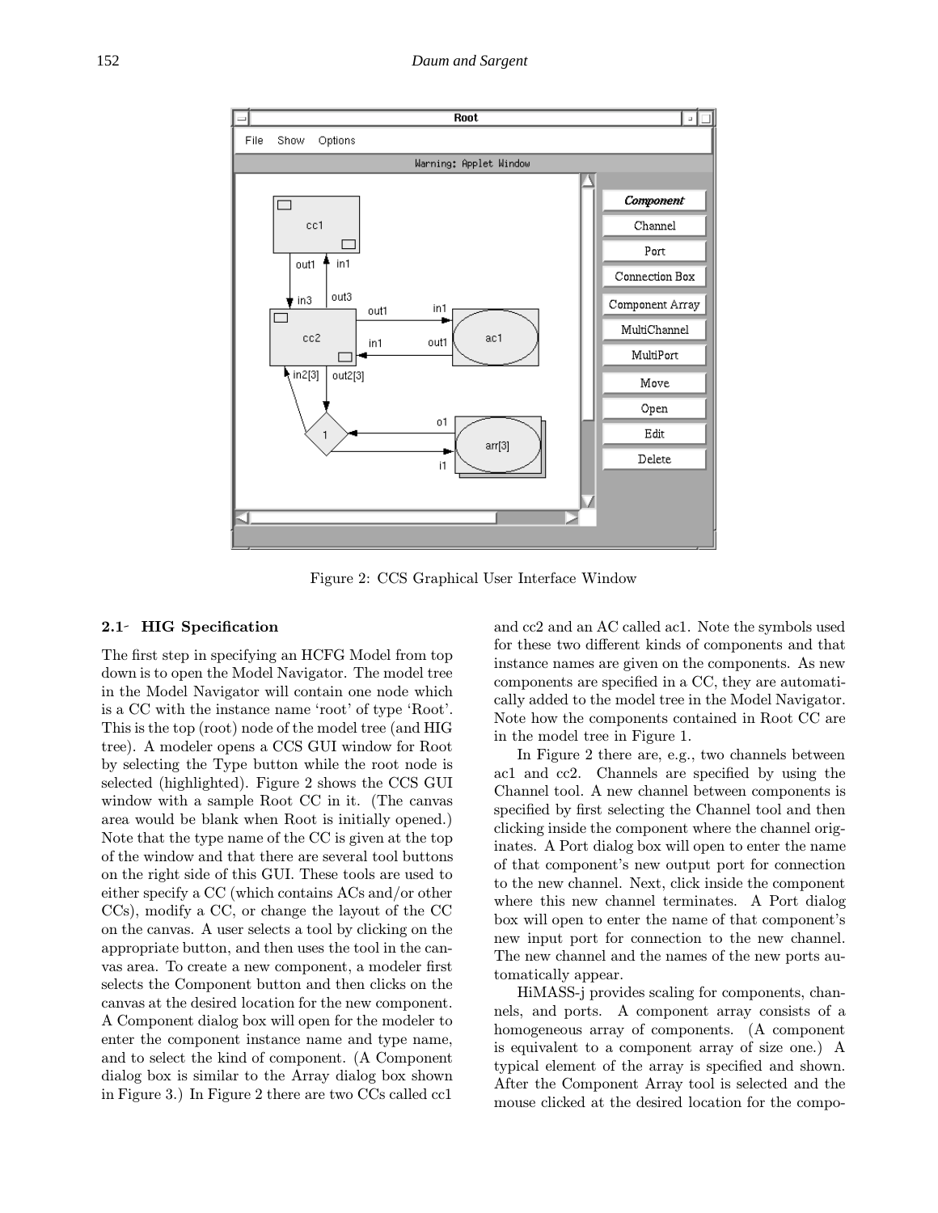Figure 2: CCS Graphical User Interface Window

### 2.1 HIG Specification

The first step in specifying an HCFG Model from top down is to open the Model Navigator. The model tree in the Model Navigator will contain one node which is a CC with the instance name 'root' of type 'Root'. This is the top (root) node of the model tree (and HIG tree). A modeler opens a CCS GUI window for Root by selecting the Type button while the root node is selected (highlighted). Figure 2 shows the CCS GUI window with a sample Root CC in it. (The canvas area would be blank when Root is initially opened.) Note that the type name of the CC is given at the top of the window and that there are several tool buttons on the right side of this GUI. These tools are used to either specify a CC (which contains ACs and/or other CCs), modify a CC, or change the layout of the CC on the canvas. A user selects a tool by clicking on the appropriate button, and then uses the tool in the canvas area. To create a new component, a modeler first selects the Component button and then clicks on the canvas at the desired location for the new component. A Component dialog box will open for the modeler to enter the component instance name and type name, and to select the kind of component. (A Component dialog box is similar to the Array dialog box shown in Figure 3.) In Figure 2 there are two CCs called cc1 and cc2 and an AC called ac1. Note the symbols used for these two different kinds of components and that instance names are given on the components. As new components are specified in a CC, they are automatically added to the model tree in the Model Navigator. Note how the components contained in Root CC are in the model tree in Figure 1.

In Figure 2 there are, e.g., two channels between ac1 and cc2. Channels are specified by using the Channel tool. A new channel between components is specified by first selecting the Channel tool and then clicking inside the component where the channel originates. A Port dialog box will open to enter the name of that component's new output port for connection to the new channel. Next, click inside the component where this new channel terminates. A Port dialog box will open to enter the name of that component's new input port for connection to the new channel. The new channel and the names of the new ports automatically appear.

HiMASS-j provides scaling for components, channels, and ports. A component array consists of a homogeneous array of components. (A component is equivalent to a component array of size one.) A typical element of the array is specified and shown. After the Component Array tool is selected and the mouse clicked at the desired location for the compo-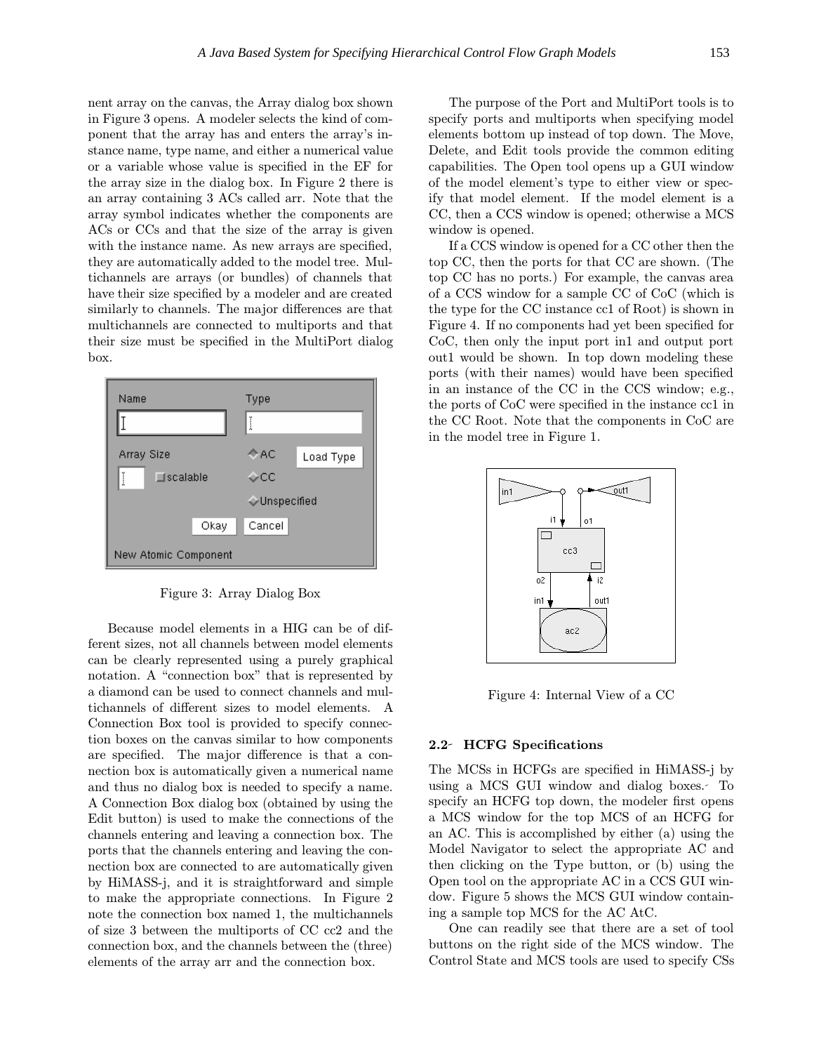nent array on the canvas, the Array dialog box shown in Figure 3 opens. A modeler selects the kind of component that the array has and enters the array's instance name, type name, and either a numerical value or a variable whose value is specified in the EF for the array size in the dialog box. In Figure 2 there is an array containing 3 ACs called arr. Note that the array symbol indicates whether the components are ACs or CCs and that the size of the array is given with the instance name. As new arrays are specified, they are automatically added to the model tree. Multichannels are arrays (or bundles) of channels that have their size specified by a modeler and are created similarly to channels. The major differences are that multichannels are connected to multiports and that their size must be specified in the MultiPort dialog box.

Figure 3: Array Dialog Box

Because model elements in a HIG can be of different sizes, not all channels between model elements can be clearly represented using a purely graphical notation. A "connection box" that is represented by a diamond can be used to connect channels and multichannels of different sizes to model elements. A Connection Box tool is provided to specify connection boxes on the canvas similar to how components are specified. The major difference is that a connection box is automatically given a numerical name and thus no dialog box is needed to specify a name. A Connection Box dialog box (obtained by using the Edit button) is used to make the connections of the channels entering and leaving a connection box. The ports that the channels entering and leaving the connection box are connected to are automatically given by HiMASS-j, and it is straightforward and simple to make the appropriate connections. In Figure 2 note the connection box named 1, the multichannels of size 3 between the multiports of CC cc2 and the connection box, and the channels between the (three) elements of the array arr and the connection box.

The purpose of the Port and MultiPort tools is to specify ports and multiports when specifying model elements bottom up instead of top down. The Move, Delete, and Edit tools provide the common editing capabilities. The Open tool opens up a GUI window of the model element's type to either view or specify that model element. If the model element is a CC, then a CCS window is opened; otherwise a MCS window is opened.

If a CCS window is opened for a CC other then the top CC, then the ports for that CC are shown. (The top CC has no ports.) For example, the canvas area of a CCS window for a sample CC of CoC (which is the type for the CC instance cc1 of Root) is shown in Figure 4. If no components had yet been specified for CoC, then only the input port in1 and output port out1 would be shown. In top down modeling these ports (with their names) would have been specified in an instance of the CC in the CCS window; e.g., the ports of CoC were specified in the instance cc1 in the CC Root. Note that the components in CoC are in the model tree in Figure 1.

Figure 4: Internal View of a CC

### 2.2 HCFG Specifications

The MCSs in HCFGs are specified in HiMASS-j by using a MCS GUI window and dialog boxes. To specify an HCFG top down, the modeler first opens a MCS window for the top MCS of an HCFG for an AC. This is accomplished by either (a) using the Model Navigator to select the appropriate AC and then clicking on the Type button, or (b) using the Open tool on the appropriate AC in a CCS GUI window. Figure 5 shows the MCS GUI window containing a sample top MCS for the AC AtC.

One can readily see that there are a set of tool buttons on the right side of the MCS window. The Control State and MCS tools are used to specify CSs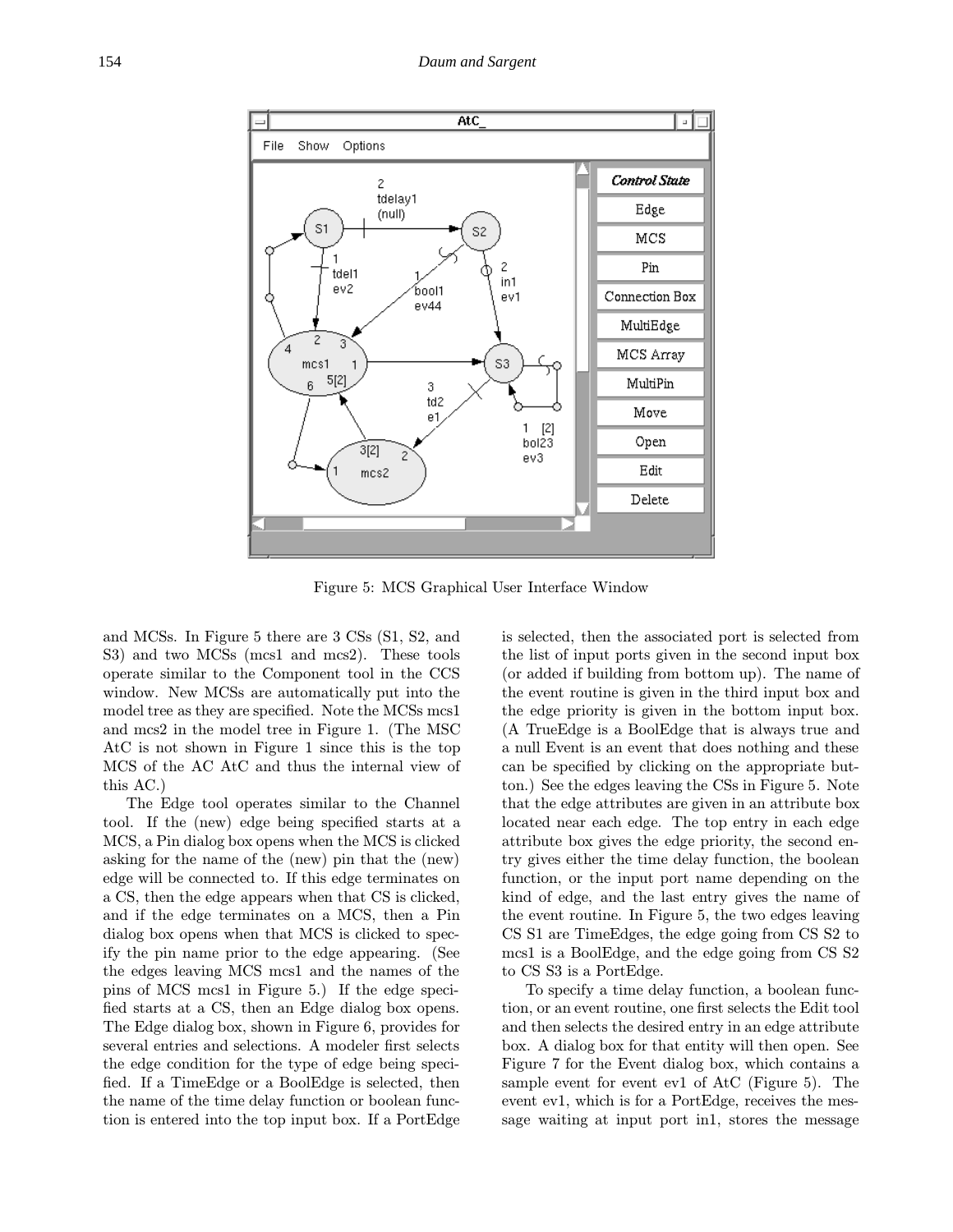Figure 5: MCS Graphical User Interface Window

and MCSs. In Figure 5 there are 3 CSs (S1, S2, and S3) and two MCSs (mcs1 and mcs2). These tools operate similar to the Component tool in the CCS window. New MCSs are automatically put into the model tree as they are specified. Note the MCSs mcs1 and mcs2 in the model tree in Figure 1. (The MSC AtC is not shown in Figure 1 since this is the top MCS of the AC AtC and thus the internal view of this AC.)

The Edge tool operates similar to the Channel tool. If the (new) edge being specified starts at a MCS, a Pin dialog box opens when the MCS is clicked asking for the name of the (new) pin that the (new) edge will be connected to. If this edge terminates on a CS, then the edge appears when that CS is clicked, and if the edge terminates on a MCS, then a Pin dialog box opens when that MCS is clicked to specify the pin name prior to the edge appearing. (See the edges leaving MCS mcs1 and the names of the pins of MCS mcs1 in Figure 5.) If the edge specified starts at a CS, then an Edge dialog box opens. The Edge dialog box, shown in Figure 6, provides for several entries and selections. A modeler first selects the edge condition for the type of edge being specified. If a TimeEdge or a BoolEdge is selected, then the name of the time delay function or boolean function is entered into the top input box. If a PortEdge is selected, then the associated port is selected from the list of input ports given in the second input box (or added if building from bottom up). The name of the event routine is given in the third input box and the edge priority is given in the bottom input box. (A TrueEdge is a BoolEdge that is always true and a null Event is an event that does nothing and these can be specified by clicking on the appropriate button.) See the edges leaving the CSs in Figure 5. Note that the edge attributes are given in an attribute box located near each edge. The top entry in each edge attribute box gives the edge priority, the second entry gives either the time delay function, the boolean function, or the input port name depending on the kind of edge, and the last entry gives the name of the event routine. In Figure 5, the two edges leaving CS S1 are TimeEdges, the edge going from CS S2 to mcs1 is a BoolEdge, and the edge going from CS S2 to CS S3 is a PortEdge.

To specify a time delay function, a boolean function, or an event routine, one first selects the Edit tool and then selects the desired entry in an edge attribute box. A dialog box for that entity will then open. See Figure 7 for the Event dialog box, which contains a sample event for event ev1 of AtC (Figure 5). The event ev1, which is for a PortEdge, receives the message waiting at input port in1, stores the message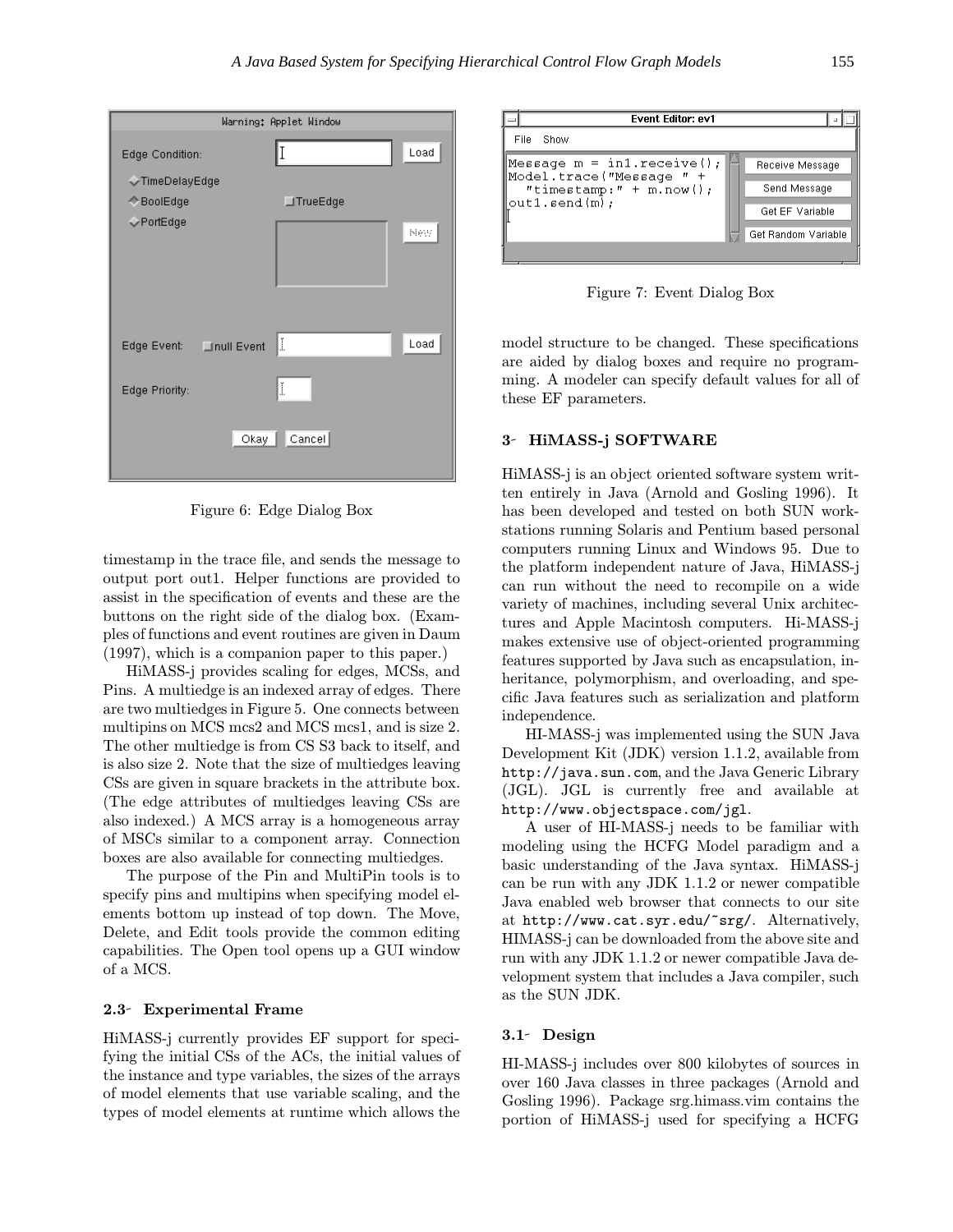Figure 6: Edge Dialog Box

timestamp in the trace file, and sends the message to output port out1. Helper functions are provided to assist in the specification of events and these are the buttons on the right side of the dialog box. (Examples of functions and event routines are given in Daum (1997), which is a companion paper to this paper.)

HiMASS-j provides scaling for edges, MCSs, and Pins. A multiedge is an indexed array of edges. There are two multiedges in Figure 5. One connects between multipins on MCS mcs2 and MCS mcs1, and is size 2. The other multiedge is from CS S3 back to itself, and is also size 2. Note that the size of multiedges leaving CSs are given in square brackets in the attribute box. (The edge attributes of multiedges leaving CSs are also indexed.) A MCS array is a homogeneous array of MSCs similar to a component array. Connection boxes are also available for connecting multiedges.

The purpose of the Pin and MultiPin tools is to specify pins and multipins when specifying model elements bottom up instead of top down. The Move, Delete, and Edit tools provide the common editing capabilities. The Open tool opens up a GUI window of a MCS.

### 2.3 Experimental Frame

HiMASS-j currently provides EF support for specifying the initial CSs of the ACs, the initial values of the instance and type variables, the sizes of the arrays of model elements that use variable scaling, and the types of model elements at runtime which allows the model structure to be changed. These specifications are aided by dialog boxes and require no programming. A modeler can specify default values for all of these EF parameters.

Figure 7: Event Dialog Box

## 3 HiMASS-j SOFTWARE

HiMASS-j is an object oriented software system written entirely in Java (Arnold and Gosling 1996). It has been developed and tested on both SUN workstations running Solaris and Pentium based personal computers running Linux and Windows 95. Due to the platform independent nature of Java, HiMASS-j can run without the need to recompile on a wide variety of machines, including several Unix architectures and Apple Macintosh computers. Hi-MASS-j makes extensive use of object-oriented programming features supported by Java such as encapsulation, inheritance, polymorphism, and overloading, and specific Java features such as serialization and platform independence.

HI-MASS-j was implemented using the SUN Java Development Kit (JDK) version 1.1.2, available from `http://java.sun.com`, and the Java Generic Library (JGL). JGL is currently free and available at `http://www.objectspace.com/jgl`.

A user of HI-MASS-j needs to be familiar with modeling using the HCFG Model paradigm and a basic understanding of the Java syntax. HiMASS-j can be run with any JDK 1.1.2 or newer compatible Java enabled web browser that connects to our site at `http://www.cat.syr.edu/~srg/`. Alternatively, HIMASS-j can be downloaded from the above site and run with any JDK 1.1.2 or newer compatible Java development system that includes a Java compiler, such as the SUN JDK.

### 3.1 Design

HI-MASS-j includes over 800 kilobytes of sources in over 160 Java classes in three packages (Arnold and Gosling 1996). Package srg.himass.vim contains the portion of HiMASS-j used for specifying a HCFG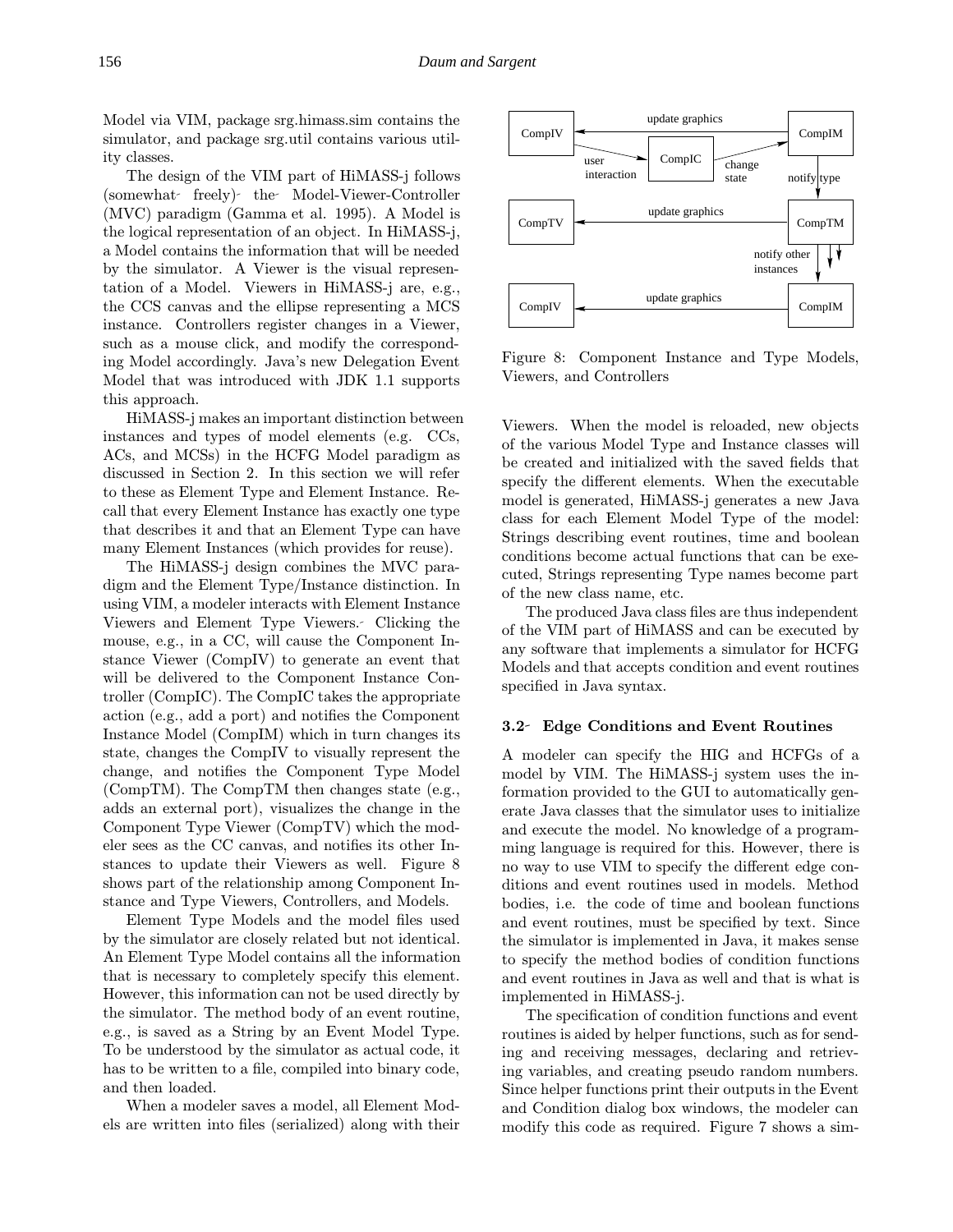Model via VIM, package srg.himass.sim contains the simulator, and package srg.util contains various utility classes.

The design of the VIM part of HiMASS-j follows (somewhat freely) the Model-Viewer-Controller (MVC) paradigm (Gamma et al. 1995). A Model is the logical representation of an object. In HiMASS-j, a Model contains the information that will be needed by the simulator. A Viewer is the visual representation of a Model. Viewers in HiMASS-j are, e.g., the CCS canvas and the ellipse representing a MCS instance. Controllers register changes in a Viewer, such as a mouse click, and modify the corresponding Model accordingly. Java's new Delegation Event Model that was introduced with JDK 1.1 supports this approach.

HiMASS-j makes an important distinction between instances and types of model elements (e.g. CCs, ACs, and MCSs) in the HCFG Model paradigm as discussed in Section 2. In this section we will refer to these as Element Type and Element Instance. Recall that every Element Instance has exactly one type that describes it and that an Element Type can have many Element Instances (which provides for reuse).

The HiMASS-j design combines the MVC paradigm and the Element Type/Instance distinction. In using VIM, a modeler interacts with Element Instance Viewers and Element Type Viewers. Clicking the mouse, e.g., in a CC, will cause the Component Instance Viewer (CompIV) to generate an event that will be delivered to the Component Instance Controller (CompIC). The CompIC takes the appropriate action (e.g., add a port) and notifies the Component Instance Model (CompIM) which in turn changes its state, changes the CompIV to visually represent the change, and notifies the Component Type Model (CompTM). The CompTM then changes state (e.g., adds an external port), visualizes the change in the Component Type Viewer (CompTV) which the modeler sees as the CC canvas, and notifies its other Instances to update their Viewers as well. Figure 8 shows part of the relationship among Component Instance and Type Viewers, Controllers, and Models.

Element Type Models and the model files used by the simulator are closely related but not identical. An Element Type Model contains all the information that is necessary to completely specify this element. However, this information can not be used directly by the simulator. The method body of an event routine, e.g., is saved as a String by an Event Model Type. To be understood by the simulator as actual code, it has to be written to a file, compiled into binary code, and then loaded.

When a modeler saves a model, all Element Models are written into files (serialized) along with their Viewers. When the model is reloaded, new objects of the various Model Type and Instance classes will be created and initialized with the saved fields that specify the different elements. When the executable model is generated, HiMASS-j generates a new Java class for each Element Model Type of the model: Strings describing event routines, time and boolean conditions become actual functions that can be executed, Strings representing Type names become part of the new class name, etc.

The produced Java class files are thus independent of the VIM part of HiMASS and can be executed by any software that implements a simulator for HCFG Models and that accepts condition and event routines specified in Java syntax.

Figure 8: Component Instance and Type Models, Viewers, and Controllers

### 3.2 Edge Conditions and Event Routines

A modeler can specify the HIG and HCFGs of a model by VIM. The HiMASS-j system uses the information provided to the GUI to automatically generate Java classes that the simulator uses to initialize and execute the model. No knowledge of a programming language is required for this. However, there is no way to use VIM to specify the different edge conditions and event routines used in models. Method bodies, i.e. the code of time and boolean functions and event routines, must be specified by text. Since the simulator is implemented in Java, it makes sense to specify the method bodies of condition functions and event routines in Java as well and that is what is implemented in HiMASS-j.

The specification of condition functions and event routines is aided by helper functions, such as for sending and receiving messages, declaring and retrieving variables, and creating pseudo random numbers. Since helper functions print their outputs in the Event and Condition dialog box windows, the modeler can modify this code as required. Figure 7 shows a sim-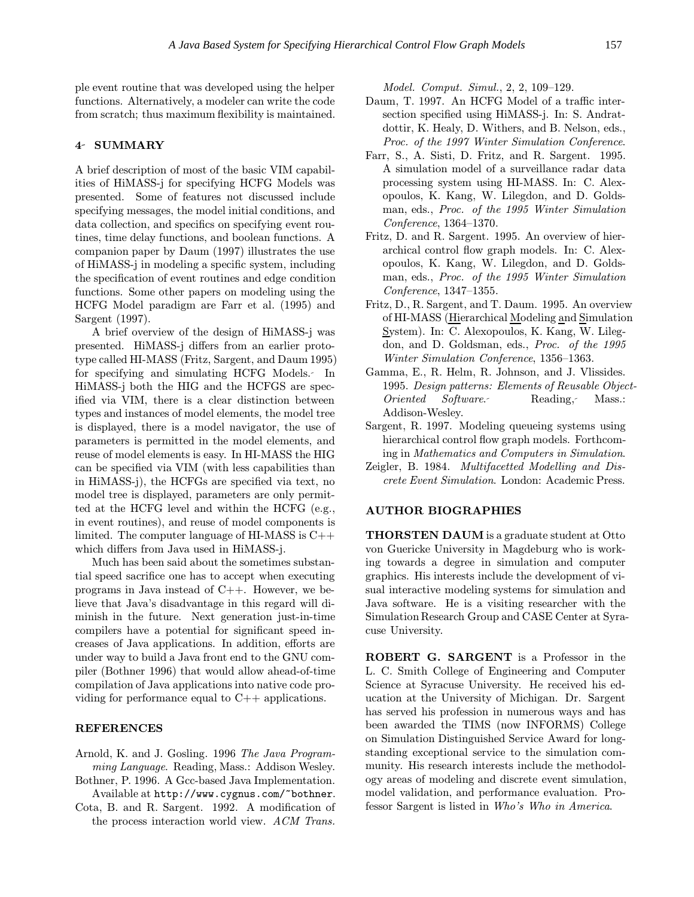ple event routine that was developed using the helper functions. Alternatively, a modeler can write the code from scratch; thus maximum flexibility is maintained.

## 4 SUMMARY

A brief description of most of the basic VIM capabilities of HiMASS-j for specifying HCFG Models was presented. Some of features not discussed include specifying messages, the model initial conditions, and data collection, and specifics on specifying event routines, time delay functions, and boolean functions. A companion paper by Daum (1997) illustrates the use of HiMASS-j in modeling a specific system, including the specification of event routines and edge condition functions. Some other papers on modeling using the HCFG Model paradigm are Farr et al. (1995) and Sargent (1997).

A brief overview of the design of HiMASS-j was presented. HiMASS-j differs from an earlier prototype called HI-MASS (Fritz, Sargent, and Daum 1995) for specifying and simulating HCFG Models. In HiMASS-j both the HIG and the HCFGS are specified via VIM, there is a clear distinction between types and instances of model elements, the model tree is displayed, there is a model navigator, the use of parameters is permitted in the model elements, and reuse of model elements is easy. In HI-MASS the HIG can be specified via VIM (with less capabilities than in HiMASS-j), the HCFGs are specified via text, no model tree is displayed, parameters are only permitted at the HCFG level and within the HCFG (e.g., in event routines), and reuse of model components is limited. The computer language of HI-MASS is C++ which differs from Java used in HiMASS-j.

Much has been said about the sometimes substantial speed sacrifice one has to accept when executing programs in Java instead of C++. However, we believe that Java's disadvantage in this regard will diminish in the future. Next generation just-in-time compilers have a potential for significant speed increases of Java applications. In addition, efforts are under way to build a Java front end to the GNU compiler (Bothner 1996) that would allow ahead-of-time compilation of Java applications into native code providing for performance equal to C++ applications.

## REFERENCES

Arnold, K. and J. Gosling. 1996 *The Java Programming Language*. Reading, Mass.: Addison Wesley.

Bothner, P. 1996. A Gcc-based Java Implementation. Available at `http://www.cygnus.com/~bothner`.

Cota, B. and R. Sargent. 1992. A modification of the process interaction world view. *ACM Trans. Model. Comput. Simul.*, 2, 2, 109–129.

Daum, T. 1997. An HCFG Model of a traffic intersection specified using HiMASS-j. In: S. Andradottir, K. Healy, D. Withers, and B. Nelson, eds., *Proc. of the 1997 Winter Simulation Conference*.

Farr, S., A. Sisti, D. Fritz, and R. Sargent. 1995. A simulation model of a surveillance radar data processing system using HI-MASS. In: C. Alexopoulos, K. Kang, W. Lilegdon, and D. Goldsman, eds., *Proc. of the 1995 Winter Simulation Conference*, 1364–1370.

Fritz, D. and R. Sargent. 1995. An overview of hierarchical control flow graph models. In: C. Alexopoulos, K. Kang, W. Lilegdon, and D. Goldsman, eds., *Proc. of the 1995 Winter Simulation Conference*, 1347–1355.

Fritz, D., R. Sargent, and T. Daum. 1995. An overview of HI-MASS (Hierarchical Modeling and Simulation System). In: C. Alexopoulos, K. Kang, W. Lilegdon, and D. Goldsman, eds., *Proc. of the 1995 Winter Simulation Conference*, 1356–1363.

Gamma, E., R. Helm, R. Johnson, and J. Vlissides. 1995. *Design patterns: Elements of Reusable Object-Oriented Software*. Reading, Mass.: Addison-Wesley.

Sargent, R. 1997. Modeling queueing systems using hierarchical control flow graph models. Forthcoming in *Mathematics and Computers in Simulation*.

Zeigler, B. 1984. *Multifacetted Modelling and Discrete Event Simulation*. London: Academic Press.

## AUTHOR BIOGRAPHIES

**THORSTEN DAUM** is a graduate student at Otto von Guericke University in Magdeburg who is working towards a degree in simulation and computer graphics. His interests include the development of visual interactive modeling systems for simulation and Java software. He is a visiting researcher with the Simulation Research Group and CASE Center at Syracuse University.

**ROBERT G. SARGENT** is a Professor in the L. C. Smith College of Engineering and Computer Science at Syracuse University. He received his education at the University of Michigan. Dr. Sargent has served his profession in numerous ways and has been awarded the TIMS (now INFORMS) College on Simulation Distinguished Service Award for longstanding exceptional service to the simulation community. His research interests include the methodology areas of modeling and discrete event simulation, model validation, and performance evaluation. Professor Sargent is listed in *Who's Who in America*.